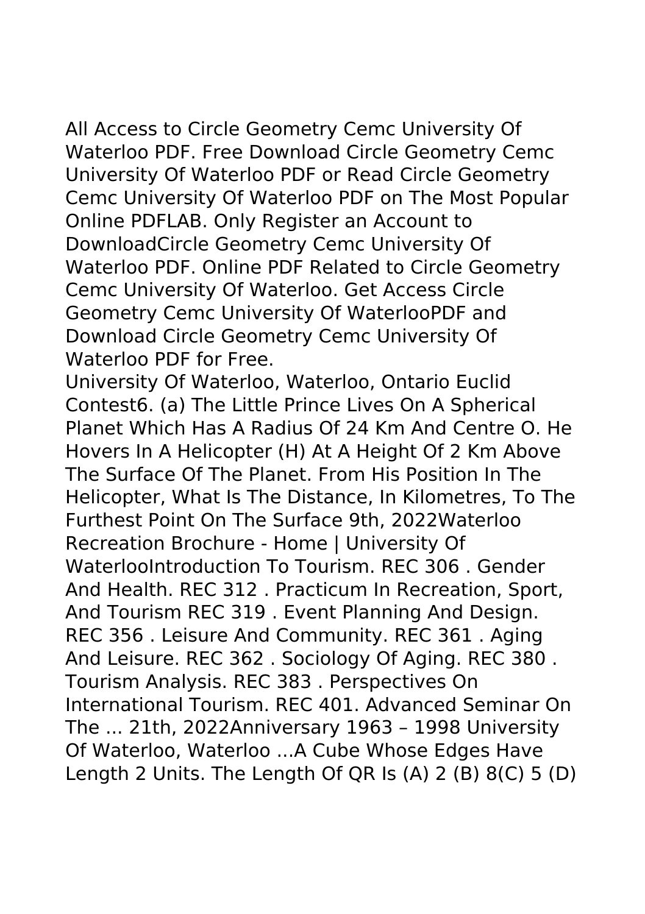All Access to Circle Geometry Cemc University Of Waterloo PDF. Free Download Circle Geometry Cemc University Of Waterloo PDF or Read Circle Geometry Cemc University Of Waterloo PDF on The Most Popular Online PDFLAB. Only Register an Account to DownloadCircle Geometry Cemc University Of Waterloo PDF. Online PDF Related to Circle Geometry Cemc University Of Waterloo. Get Access Circle Geometry Cemc University Of WaterlooPDF and Download Circle Geometry Cemc University Of Waterloo PDF for Free.

University Of Waterloo, Waterloo, Ontario Euclid Contest6. (a) The Little Prince Lives On A Spherical Planet Which Has A Radius Of 24 Km And Centre O. He Hovers In A Helicopter (H) At A Height Of 2 Km Above The Surface Of The Planet. From His Position In The Helicopter, What Is The Distance, In Kilometres, To The Furthest Point On The Surface 9th, 2022Waterloo Recreation Brochure - Home | University Of WaterlooIntroduction To Tourism. REC 306 . Gender And Health. REC 312 . Practicum In Recreation, Sport, And Tourism REC 319 . Event Planning And Design. REC 356 . Leisure And Community. REC 361 . Aging And Leisure. REC 362 . Sociology Of Aging. REC 380 . Tourism Analysis. REC 383 . Perspectives On International Tourism. REC 401. Advanced Seminar On The ... 21th, 2022Anniversary 1963 – 1998 University Of Waterloo, Waterloo ...A Cube Whose Edges Have Length 2 Units. The Length Of QR Is (A) 2 (B) 8(C) 5 (D)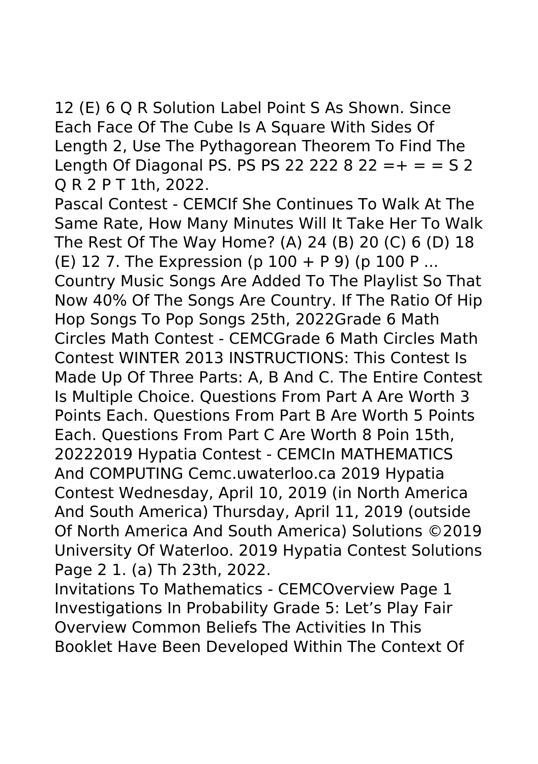12 (E) 6 Q R Solution Label Point S As Shown. Since Each Face Of The Cube Is A Square With Sides Of Length 2, Use The Pythagorean Theorem To Find The Length Of Diagonal PS. PS PS 22 222 8 22 =+ = = S 2 Q R 2 P T 1th, 2022.

Pascal Contest - CEMCIf She Continues To Walk At The Same Rate, How Many Minutes Will It Take Her To Walk The Rest Of The Way Home? (A) 24 (B) 20 (C) 6 (D) 18 (E) 12 7. The Expression (p 100 + P 9) (p 100 P ... Country Music Songs Are Added To The Playlist So That Now 40% Of The Songs Are Country. If The Ratio Of Hip Hop Songs To Pop Songs 25th, 2022Grade 6 Math Circles Math Contest - CEMCGrade 6 Math Circles Math Contest WINTER 2013 INSTRUCTIONS: This Contest Is Made Up Of Three Parts: A, B And C. The Entire Contest Is Multiple Choice. Questions From Part A Are Worth 3 Points Each. Questions From Part B Are Worth 5 Points Each. Questions From Part C Are Worth 8 Poin 15th, 20222019 Hypatia Contest - CEMCIn MATHEMATICS And COMPUTING Cemc.uwaterloo.ca 2019 Hypatia Contest Wednesday, April 10, 2019 (in North America And South America) Thursday, April 11, 2019 (outside Of North America And South America) Solutions ©2019 University Of Waterloo. 2019 Hypatia Contest Solutions Page 2 1. (a) Th 23th, 2022.

Invitations To Mathematics - CEMCOverview Page 1 Investigations In Probability Grade 5: Let's Play Fair Overview Common Beliefs The Activities In This Booklet Have Been Developed Within The Context Of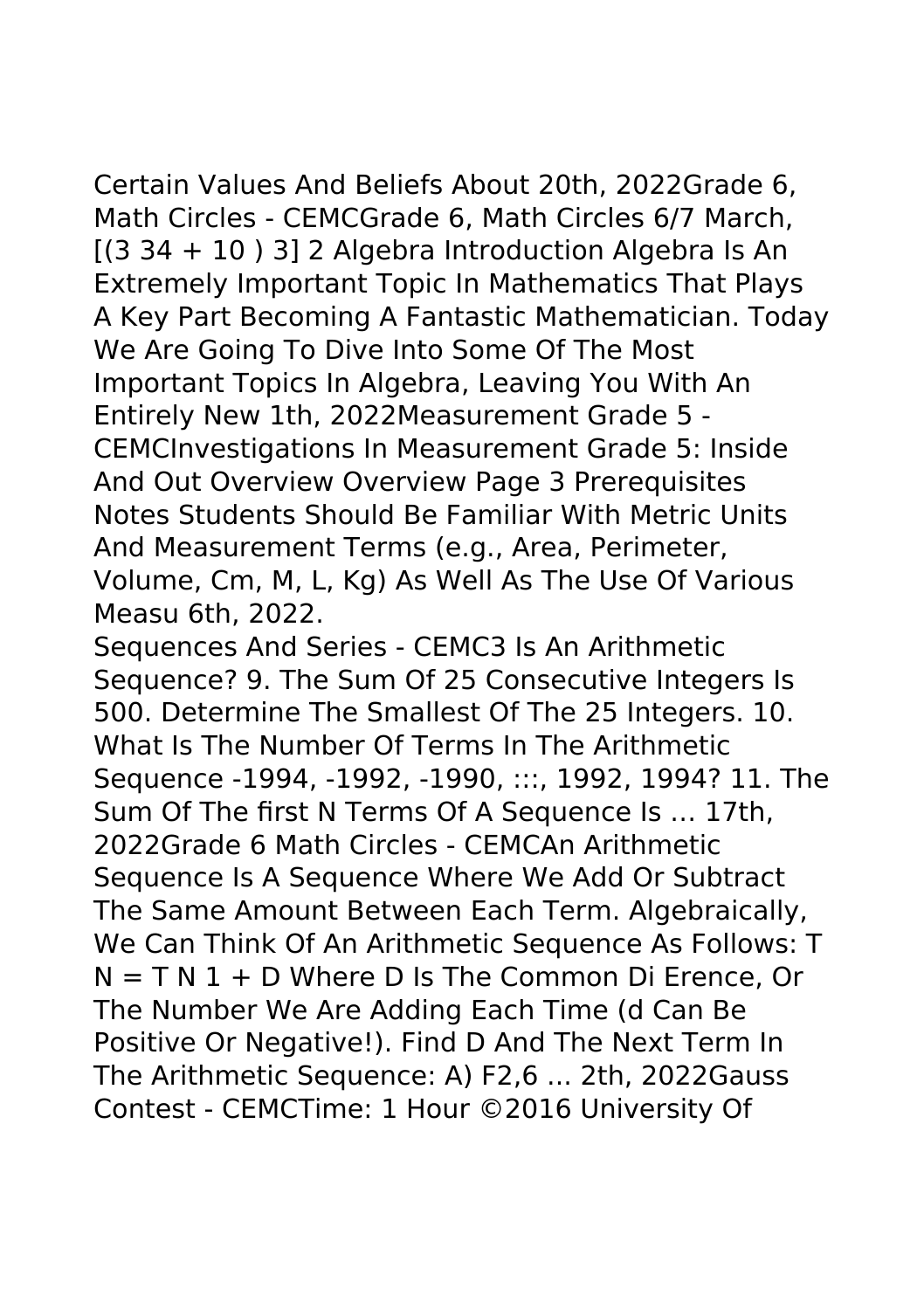Certain Values And Beliefs About 20th, 2022Grade 6, Math Circles - CEMCGrade 6, Math Circles 6/7 March, [(3 34 + 10 ) 3] 2 Algebra Introduction Algebra Is An Extremely Important Topic In Mathematics That Plays A Key Part Becoming A Fantastic Mathematician. Today We Are Going To Dive Into Some Of The Most Important Topics In Algebra, Leaving You With An Entirely New 1th, 2022Measurement Grade 5 - CEMCInvestigations In Measurement Grade 5: Inside And Out Overview Overview Page 3 Prerequisites Notes Students Should Be Familiar With Metric Units And Measurement Terms (e.g., Area, Perimeter, Volume, Cm, M, L, Kg) As Well As The Use Of Various Measu 6th, 2022.

Sequences And Series - CEMC3 Is An Arithmetic Sequence? 9. The Sum Of 25 Consecutive Integers Is 500. Determine The Smallest Of The 25 Integers. 10. What Is The Number Of Terms In The Arithmetic Sequence -1994, -1992, -1990, :::, 1992, 1994? 11. The Sum Of The first N Terms Of A Sequence Is ... 17th, 2022Grade 6 Math Circles - CEMCAn Arithmetic Sequence Is A Sequence Where We Add Or Subtract The Same Amount Between Each Term. Algebraically, We Can Think Of An Arithmetic Sequence As Follows: T N = T N 1 + D Where D Is The Common Di Erence, Or The Number We Are Adding Each Time (d Can Be Positive Or Negative!). Find D And The Next Term In The Arithmetic Sequence: A) F2,6 ... 2th, 2022Gauss Contest - CEMCTime: 1 Hour ©2016 University Of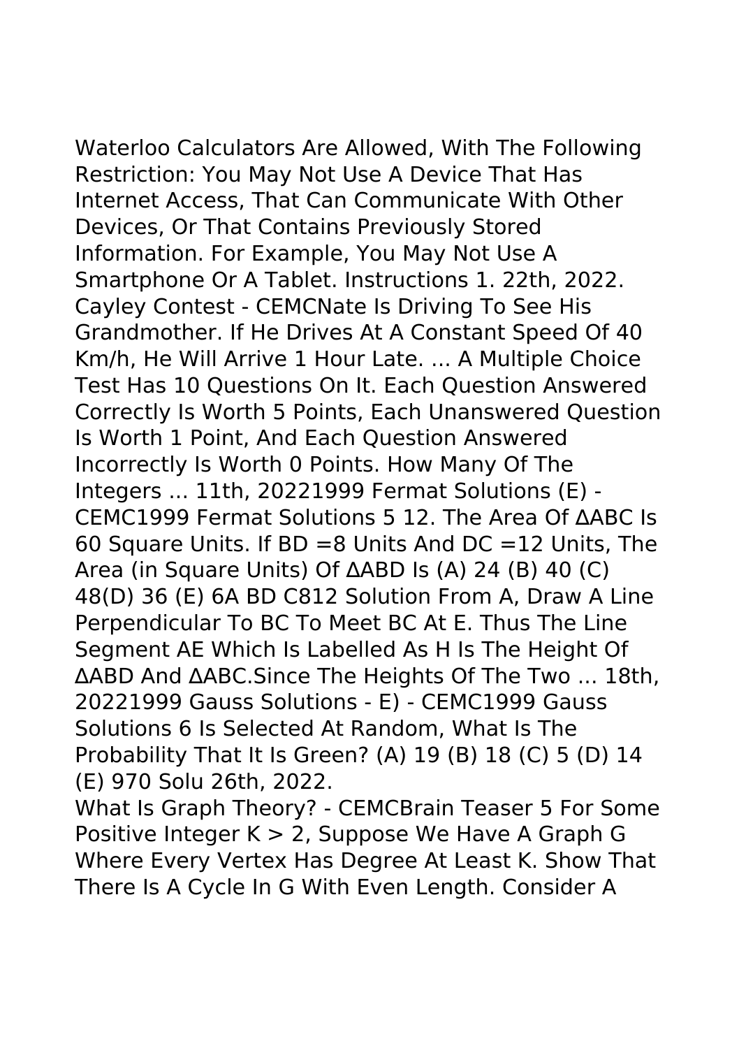Waterloo Calculators Are Allowed, With The Following Restriction: You May Not Use A Device That Has Internet Access, That Can Communicate With Other Devices, Or That Contains Previously Stored Information. For Example, You May Not Use A Smartphone Or A Tablet. Instructions 1. 22th, 2022. Cayley Contest - CEMCNate Is Driving To See His Grandmother. If He Drives At A Constant Speed Of 40 Km/h, He Will Arrive 1 Hour Late. ... A Multiple Choice Test Has 10 Questions On It. Each Question Answered Correctly Is Worth 5 Points, Each Unanswered Question Is Worth 1 Point, And Each Question Answered Incorrectly Is Worth 0 Points. How Many Of The Integers ... 11th, 20221999 Fermat Solutions (E) - CEMC1999 Fermat Solutions 5 12. The Area Of ∆ABC Is 60 Square Units. If BD =8 Units And DC =12 Units, The Area (in Square Units) Of ∆ABD Is (A) 24 (B) 40 (C) 48(D) 36 (E) 6A BD C812 Solution From A, Draw A Line Perpendicular To BC To Meet BC At E. Thus The Line Segment AE Which Is Labelled As H Is The Height Of ∆ABD And ∆ABC.Since The Heights Of The Two ... 18th, 20221999 Gauss Solutions - E) - CEMC1999 Gauss Solutions 6 Is Selected At Random, What Is The Probability That It Is Green? (A) 19 (B) 18 (C) 5 (D) 14 (E) 970 Solu 26th, 2022.

What Is Graph Theory? - CEMCBrain Teaser 5 For Some Positive Integer $K > 2$, Suppose We Have A Graph G Where Every Vertex Has Degree At Least K. Show That There Is A Cycle In G With Even Length. Consider A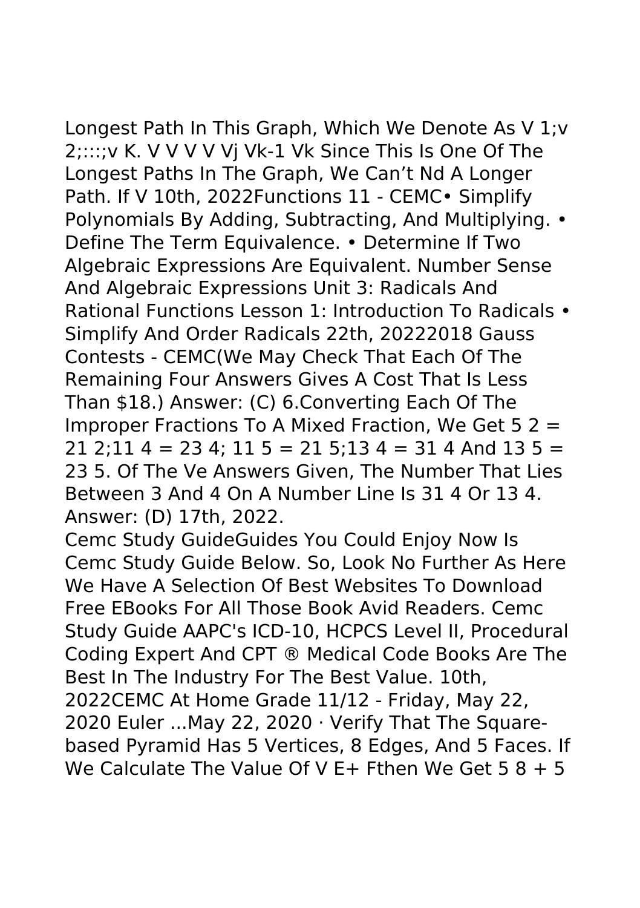Longest Path In This Graph, Which We Denote As V 1;v 2;:::;v K. V V V V Vj Vk-1 Vk Since This Is One Of The Longest Paths In The Graph, We Can't Nd A Longer Path. If V 10th, 2022Functions 11 - CEMC• Simplify Polynomials By Adding, Subtracting, And Multiplying. • Define The Term Equivalence. • Determine If Two Algebraic Expressions Are Equivalent. Number Sense And Algebraic Expressions Unit 3: Radicals And Rational Functions Lesson 1: Introduction To Radicals • Simplify And Order Radicals 22th, 20222018 Gauss Contests - CEMC(We May Check That Each Of The Remaining Four Answers Gives A Cost That Is Less Than $18.) Answer: (C) 6.Converting Each Of The Improper Fractions To A Mixed Fraction, We Get 5 2 = 21 2;11 4 = 23 4; 11 5 = 21 5;13 4 = 31 4 And 13 5 = 23 5. Of The Ve Answers Given, The Number That Lies Between 3 And 4 On A Number Line Is 31 4 Or 13 4. Answer: (D) 17th, 2022.

Cemc Study GuideGuides You Could Enjoy Now Is Cemc Study Guide Below. So, Look No Further As Here We Have A Selection Of Best Websites To Download Free EBooks For All Those Book Avid Readers. Cemc Study Guide AAPC's ICD-10, HCPCS Level II, Procedural Coding Expert And CPT ® Medical Code Books Are The Best In The Industry For The Best Value. 10th, 2022CEMC At Home Grade 11/12 - Friday, May 22, 2020 Euler ...May 22, 2020 · Verify That The Square-based Pyramid Has 5 Vertices, 8 Edges, And 5 Faces. If We Calculate The Value Of V E+ Fthen We Get 5 8 + 5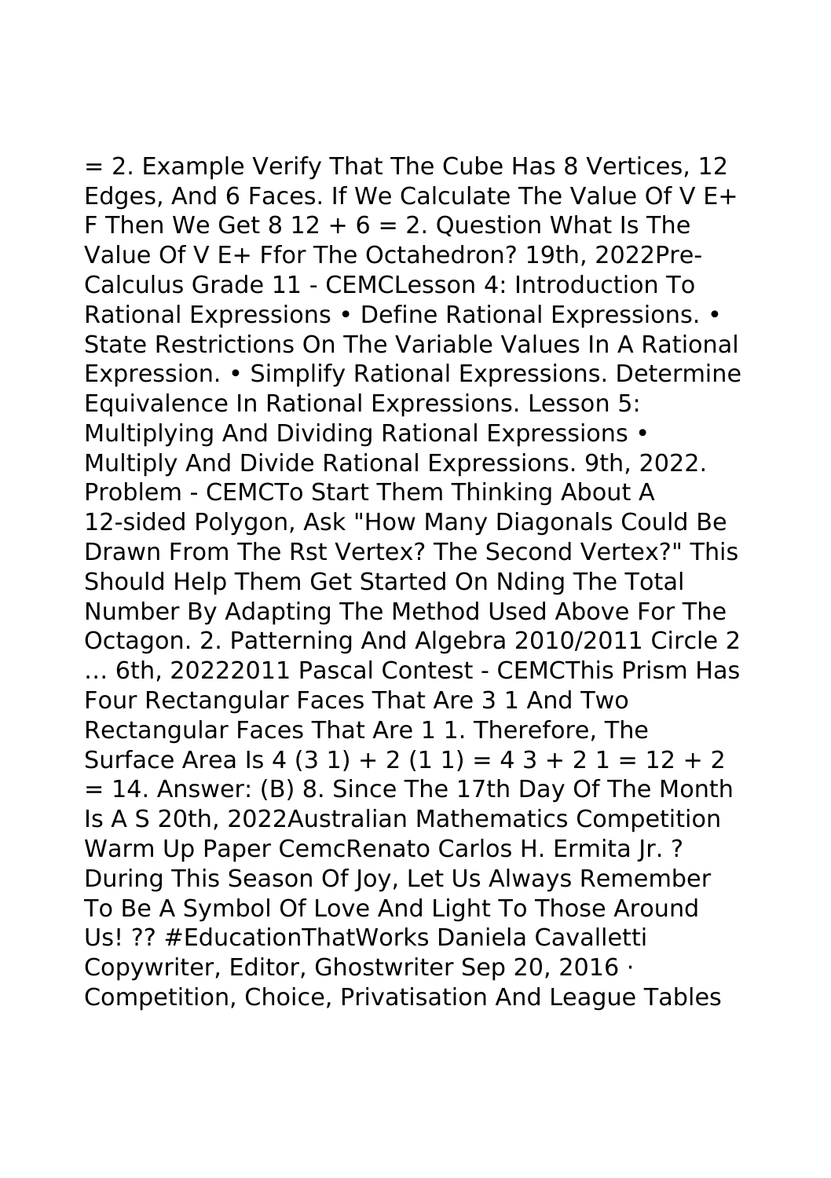= 2. Example Verify That The Cube Has 8 Vertices, 12 Edges, And 6 Faces. If We Calculate The Value Of V E+ F Then We Get 8 12 + 6 = 2. Question What Is The Value Of V E+ Ffor The Octahedron? 19th, 2022Pre-Calculus Grade 11 - CEMCLesson 4: Introduction To Rational Expressions • Define Rational Expressions. • State Restrictions On The Variable Values In A Rational Expression. • Simplify Rational Expressions. Determine Equivalence In Rational Expressions. Lesson 5: Multiplying And Dividing Rational Expressions • Multiply And Divide Rational Expressions. 9th, 2022. Problem - CEMCTo Start Them Thinking About A 12-sided Polygon, Ask "How Many Diagonals Could Be Drawn From The Rst Vertex? The Second Vertex?" This Should Help Them Get Started On Nding The Total Number By Adapting The Method Used Above For The Octagon. 2. Patterning And Algebra 2010/2011 Circle 2 … 6th, 20222011 Pascal Contest - CEMCThis Prism Has Four Rectangular Faces That Are 3 1 And Two Rectangular Faces That Are 1 1. Therefore, The Surface Area Is 4 (3 1) + 2 (1 1) = 4 3 + 2 1 = 12 + 2 = 14. Answer: (B) 8. Since The 17th Day Of The Month Is A S 20th, 2022Australian Mathematics Competition Warm Up Paper CemcRenato Carlos H. Ermita Jr. ? During This Season Of Joy, Let Us Always Remember To Be A Symbol Of Love And Light To Those Around Us! ?? #EducationThatWorks Daniela Cavalletti Copywriter, Editor, Ghostwriter Sep 20, 2016 · Competition, Choice, Privatisation And League Tables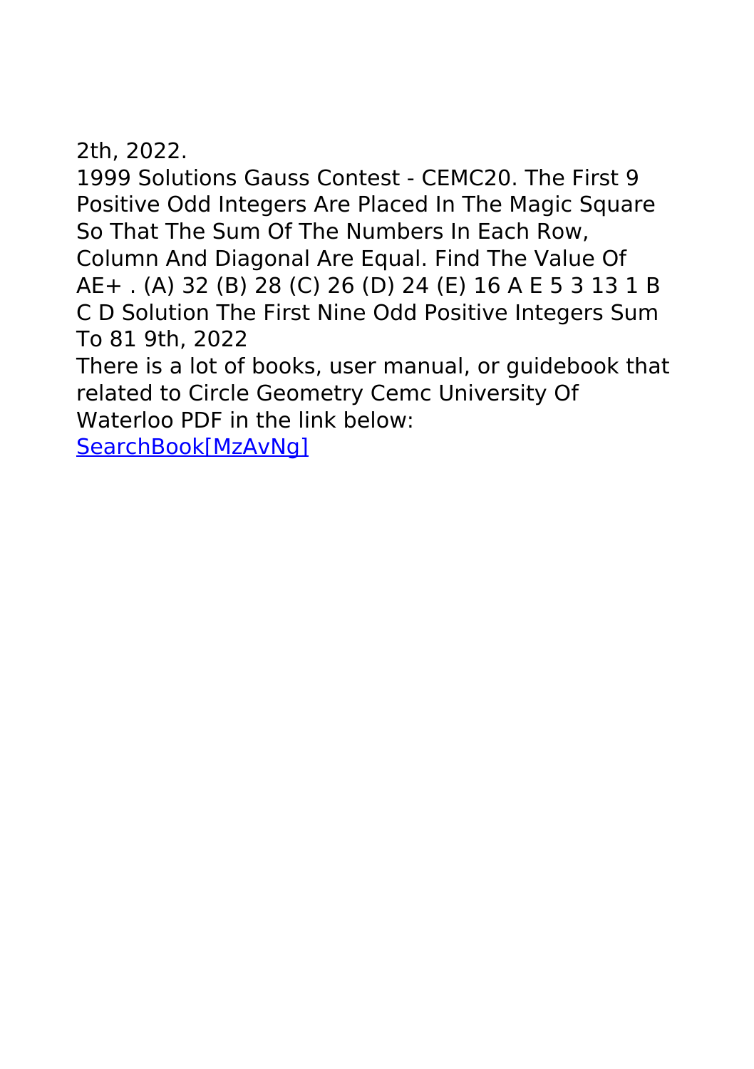2th, 2022.

1999 Solutions Gauss Contest - CEMC20. The First 9 Positive Odd Integers Are Placed In The Magic Square So That The Sum Of The Numbers In Each Row, Column And Diagonal Are Equal. Find The Value Of AE+ . (A) 32 (B) 28 (C) 26 (D) 24 (E) 16 A E 5 3 13 1 B C D Solution The First Nine Odd Positive Integers Sum To 81 9th, 2022

There is a lot of books, user manual, or guidebook that related to Circle Geometry Cemc University Of Waterloo PDF in the link below:

SearchBook[MzAvNg]